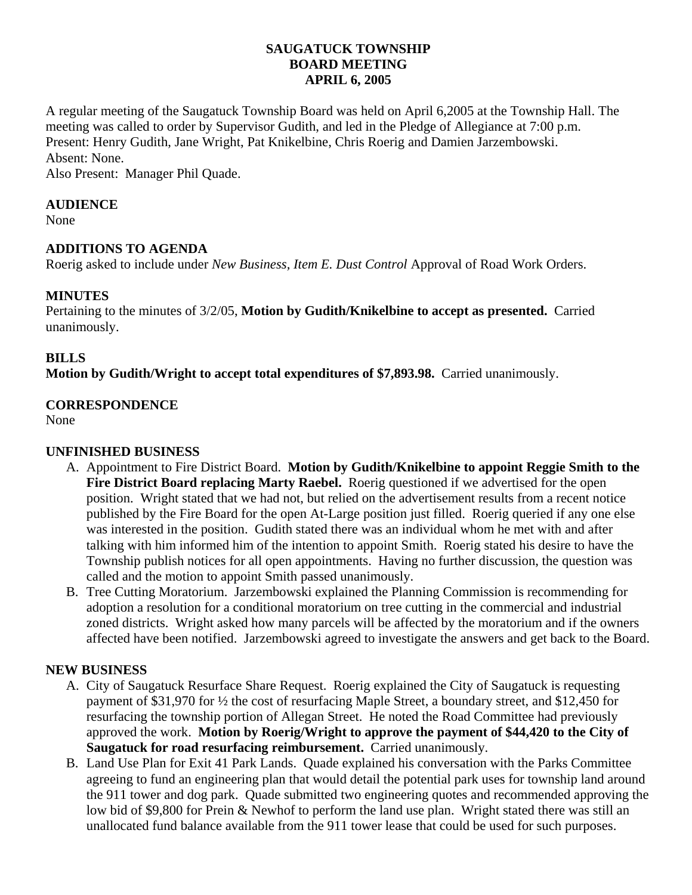# SAUGATUCK TOWNSHIP
# BOARD MEETING
# APRIL 6, 2005

A regular meeting of the Saugatuck Township Board was held on April 6,2005 at the Township Hall. The meeting was called to order by Supervisor Gudith, and led in the Pledge of Allegiance at 7:00 p.m.
Present: Henry Gudith, Jane Wright, Pat Knikelbine, Chris Roerig and Damien Jarzembowski.
Absent: None.
Also Present: Manager Phil Quade.

## AUDIENCE

None

## ADDITIONS TO AGENDA

Roerig asked to include under *New Business, Item E. Dust Control* Approval of Road Work Orders.

## MINUTES

Pertaining to the minutes of 3/2/05, **Motion by Gudith/Knikelbine to accept as presented.** Carried unanimously.

## BILLS

**Motion by Gudith/Wright to accept total expenditures of $7,893.98.** Carried unanimously.

## CORRESPONDENCE

None

## UNFINISHED BUSINESS

A. Appointment to Fire District Board. **Motion by Gudith/Knikelbine to appoint Reggie Smith to the Fire District Board replacing Marty Raebel.** Roerig questioned if we advertised for the open position. Wright stated that we had not, but relied on the advertisement results from a recent notice published by the Fire Board for the open At-Large position just filled. Roerig queried if any one else was interested in the position. Gudith stated there was an individual whom he met with and after talking with him informed him of the intention to appoint Smith. Roerig stated his desire to have the Township publish notices for all open appointments. Having no further discussion, the question was called and the motion to appoint Smith passed unanimously.

B. Tree Cutting Moratorium. Jarzembowski explained the Planning Commission is recommending for adoption a resolution for a conditional moratorium on tree cutting in the commercial and industrial zoned districts. Wright asked how many parcels will be affected by the moratorium and if the owners affected have been notified. Jarzembowski agreed to investigate the answers and get back to the Board.

## NEW BUSINESS

A. City of Saugatuck Resurface Share Request. Roerig explained the City of Saugatuck is requesting payment of $31,970 for ½ the cost of resurfacing Maple Street, a boundary street, and $12,450 for resurfacing the township portion of Allegan Street. He noted the Road Committee had previously approved the work. **Motion by Roerig/Wright to approve the payment of $44,420 to the City of Saugatuck for road resurfacing reimbursement.** Carried unanimously.

B. Land Use Plan for Exit 41 Park Lands. Quade explained his conversation with the Parks Committee agreeing to fund an engineering plan that would detail the potential park uses for township land around the 911 tower and dog park. Quade submitted two engineering quotes and recommended approving the low bid of $9,800 for Prein & Newhof to perform the land use plan. Wright stated there was still an unallocated fund balance available from the 911 tower lease that could be used for such purposes.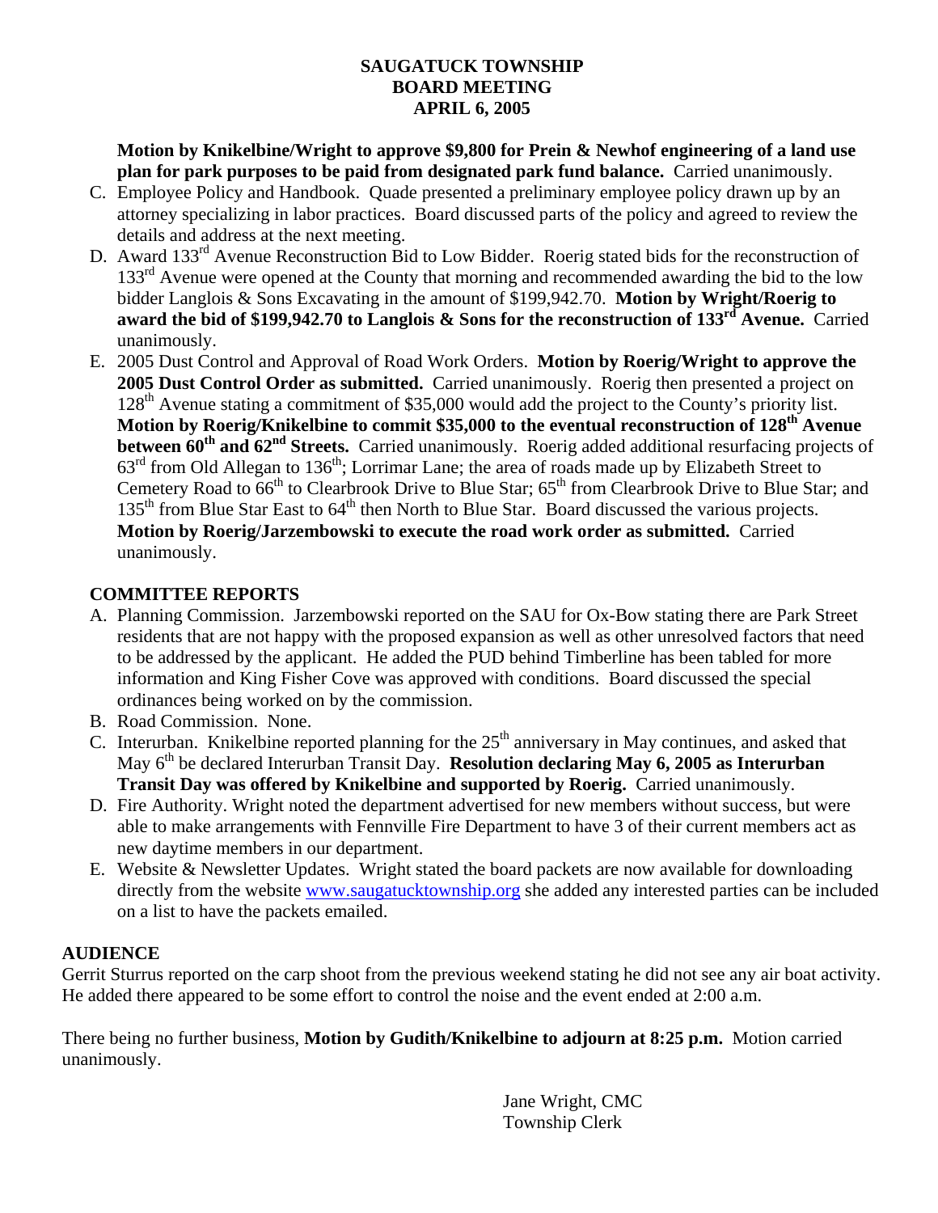**SAUGATUCK TOWNSHIP**
**BOARD MEETING**
**APRIL 6, 2005**

**Motion by Knikelbine/Wright to approve $9,800 for Prein & Newhof engineering of a land use plan for park purposes to be paid from designated park fund balance.** Carried unanimously.

C. Employee Policy and Handbook. Quade presented a preliminary employee policy drawn up by an attorney specializing in labor practices. Board discussed parts of the policy and agreed to review the details and address at the next meeting.

D. Award 133rd Avenue Reconstruction Bid to Low Bidder. Roerig stated bids for the reconstruction of 133rd Avenue were opened at the County that morning and recommended awarding the bid to the low bidder Langlois & Sons Excavating in the amount of $199,942.70. **Motion by Wright/Roerig to award the bid of $199,942.70 to Langlois & Sons for the reconstruction of 133rd Avenue.** Carried unanimously.

E. 2005 Dust Control and Approval of Road Work Orders. **Motion by Roerig/Wright to approve the 2005 Dust Control Order as submitted.** Carried unanimously. Roerig then presented a project on 128th Avenue stating a commitment of $35,000 would add the project to the County's priority list. **Motion by Roerig/Knikelbine to commit $35,000 to the eventual reconstruction of 128th Avenue between 60th and 62nd Streets.** Carried unanimously. Roerig added additional resurfacing projects of 63rd from Old Allegan to 136th; Lorrimar Lane; the area of roads made up by Elizabeth Street to Cemetery Road to 66th to Clearbrook Drive to Blue Star; 65th from Clearbrook Drive to Blue Star; and 135th from Blue Star East to 64th then North to Blue Star. Board discussed the various projects. **Motion by Roerig/Jarzembowski to execute the road work order as submitted.** Carried unanimously.

**COMMITTEE REPORTS**

A. Planning Commission. Jarzembowski reported on the SAU for Ox-Bow stating there are Park Street residents that are not happy with the proposed expansion as well as other unresolved factors that need to be addressed by the applicant. He added the PUD behind Timberline has been tabled for more information and King Fisher Cove was approved with conditions. Board discussed the special ordinances being worked on by the commission.

B. Road Commission. None.

C. Interurban. Knikelbine reported planning for the 25th anniversary in May continues, and asked that May 6th be declared Interurban Transit Day. **Resolution declaring May 6, 2005 as Interurban Transit Day was offered by Knikelbine and supported by Roerig.** Carried unanimously.

D. Fire Authority. Wright noted the department advertised for new members without success, but were able to make arrangements with Fennville Fire Department to have 3 of their current members act as new daytime members in our department.

E. Website & Newsletter Updates. Wright stated the board packets are now available for downloading directly from the website www.saugatucktownship.org she added any interested parties can be included on a list to have the packets emailed.

**AUDIENCE**

Gerrit Sturrus reported on the carp shoot from the previous weekend stating he did not see any air boat activity. He added there appeared to be some effort to control the noise and the event ended at 2:00 a.m.

There being no further business, **Motion by Gudith/Knikelbine to adjourn at 8:25 p.m.** Motion carried unanimously.

Jane Wright, CMC
Township Clerk